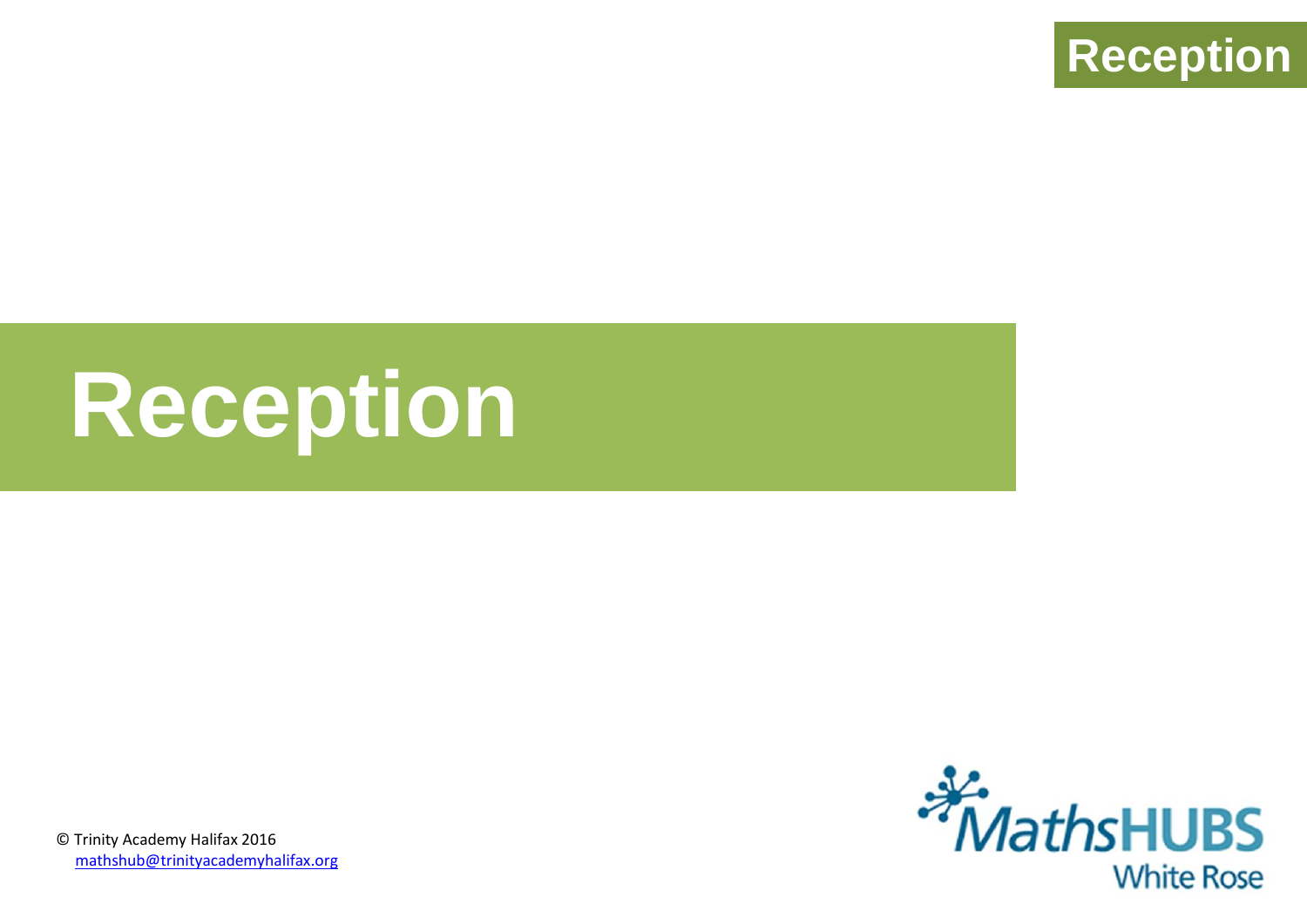# Reception

© Trinity Academy Halifax 2016
mathshub@trinityacademyhalifax.org

MathsHUBS White Rose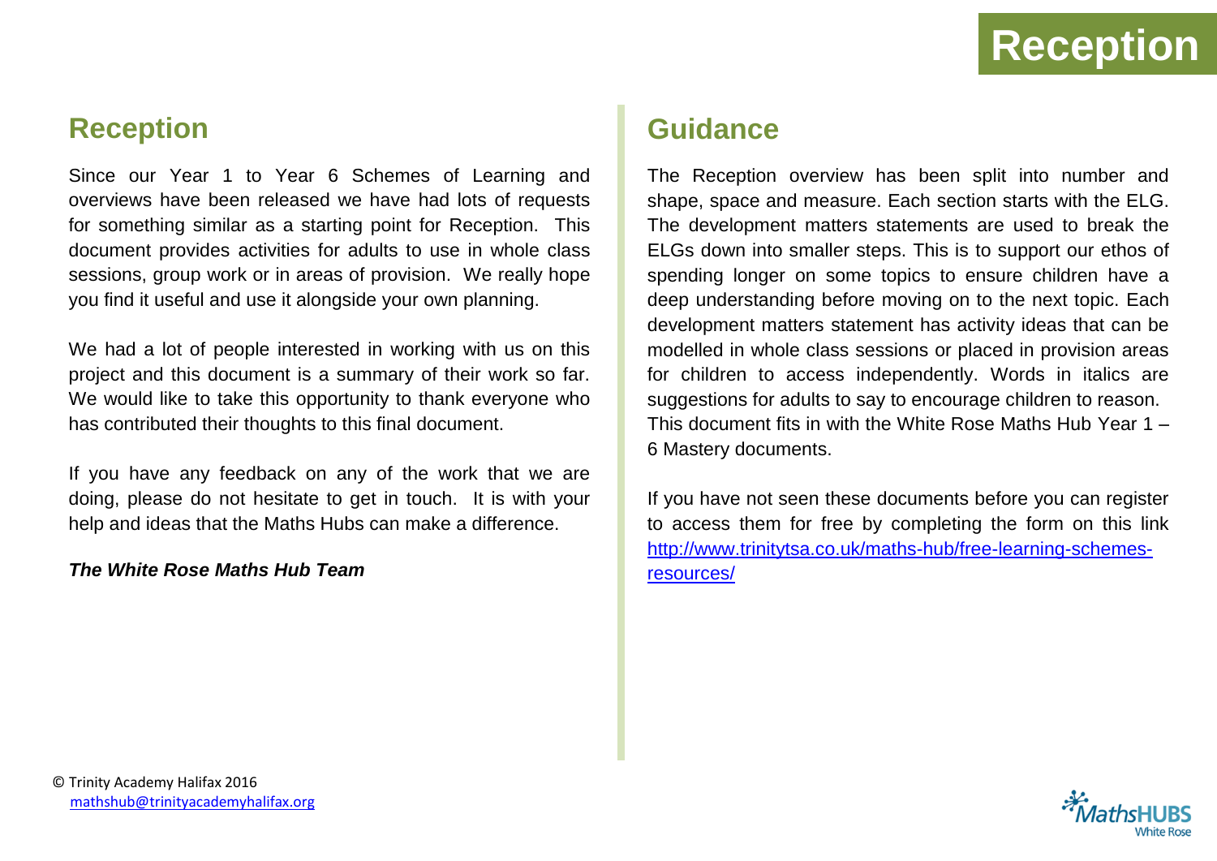## Reception

Since our Year 1 to Year 6 Schemes of Learning and overviews have been released we have had lots of requests for something similar as a starting point for Reception. This document provides activities for adults to use in whole class sessions, group work or in areas of provision. We really hope you find it useful and use it alongside your own planning.

We had a lot of people interested in working with us on this project and this document is a summary of their work so far. We would like to take this opportunity to thank everyone who has contributed their thoughts to this final document.

If you have any feedback on any of the work that we are doing, please do not hesitate to get in touch. It is with your help and ideas that the Maths Hubs can make a difference.

***The White Rose Maths Hub Team***

## Guidance

The Reception overview has been split into number and shape, space and measure. Each section starts with the ELG. The development matters statements are used to break the ELGs down into smaller steps. This is to support our ethos of spending longer on some topics to ensure children have a deep understanding before moving on to the next topic. Each development matters statement has activity ideas that can be modelled in whole class sessions or placed in provision areas for children to access independently. Words in italics are suggestions for adults to say to encourage children to reason.
This document fits in with the White Rose Maths Hub Year 1 – 6 Mastery documents.

If you have not seen these documents before you can register to access them for free by completing the form on this link [http://www.trinitytsa.co.uk/maths-hub/free-learning-schemes-resources/](http://www.trinitytsa.co.uk/maths-hub/free-learning-schemes-resources/)

© Trinity Academy Halifax 2016
mathshub@trinityacademyhalifax.org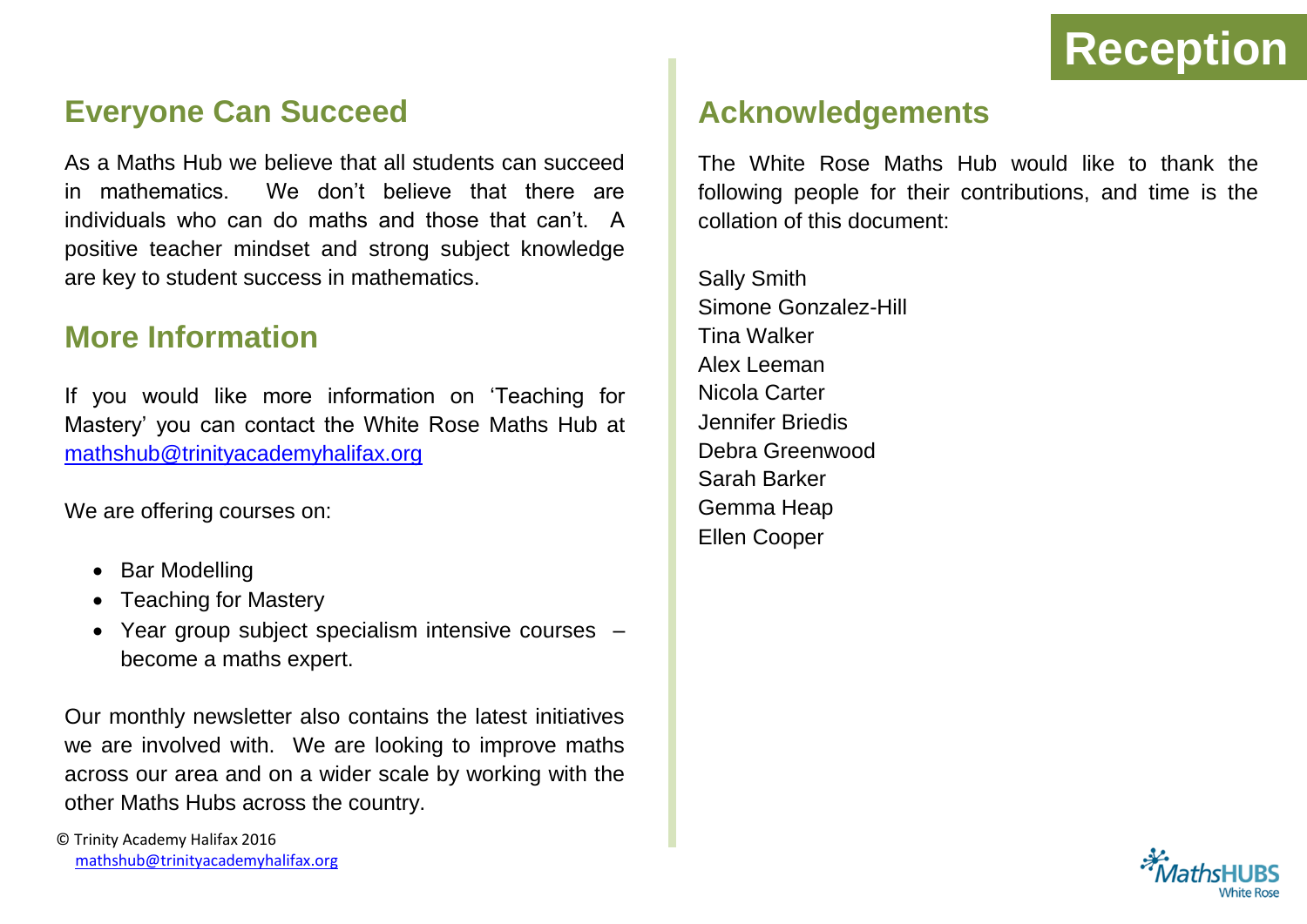# Reception

## Everyone Can Succeed

As a Maths Hub we believe that all students can succeed in mathematics. We don't believe that there are individuals who can do maths and those that can't. A positive teacher mindset and strong subject knowledge are key to student success in mathematics.

## More Information

If you would like more information on 'Teaching for Mastery' you can contact the White Rose Maths Hub at mathshub@trinityacademyhalifax.org

We are offering courses on:

- Bar Modelling
- Teaching for Mastery
- Year group subject specialism intensive courses – become a maths expert.

Our monthly newsletter also contains the latest initiatives we are involved with. We are looking to improve maths across our area and on a wider scale by working with the other Maths Hubs across the country.

## Acknowledgements

The White Rose Maths Hub would like to thank the following people for their contributions, and time is the collation of this document:

Sally Smith
Simone Gonzalez-Hill
Tina Walker
Alex Leeman
Nicola Carter
Jennifer Briedis
Debra Greenwood
Sarah Barker
Gemma Heap
Ellen Cooper

© Trinity Academy Halifax 2016
mathshub@trinityacademyhalifax.org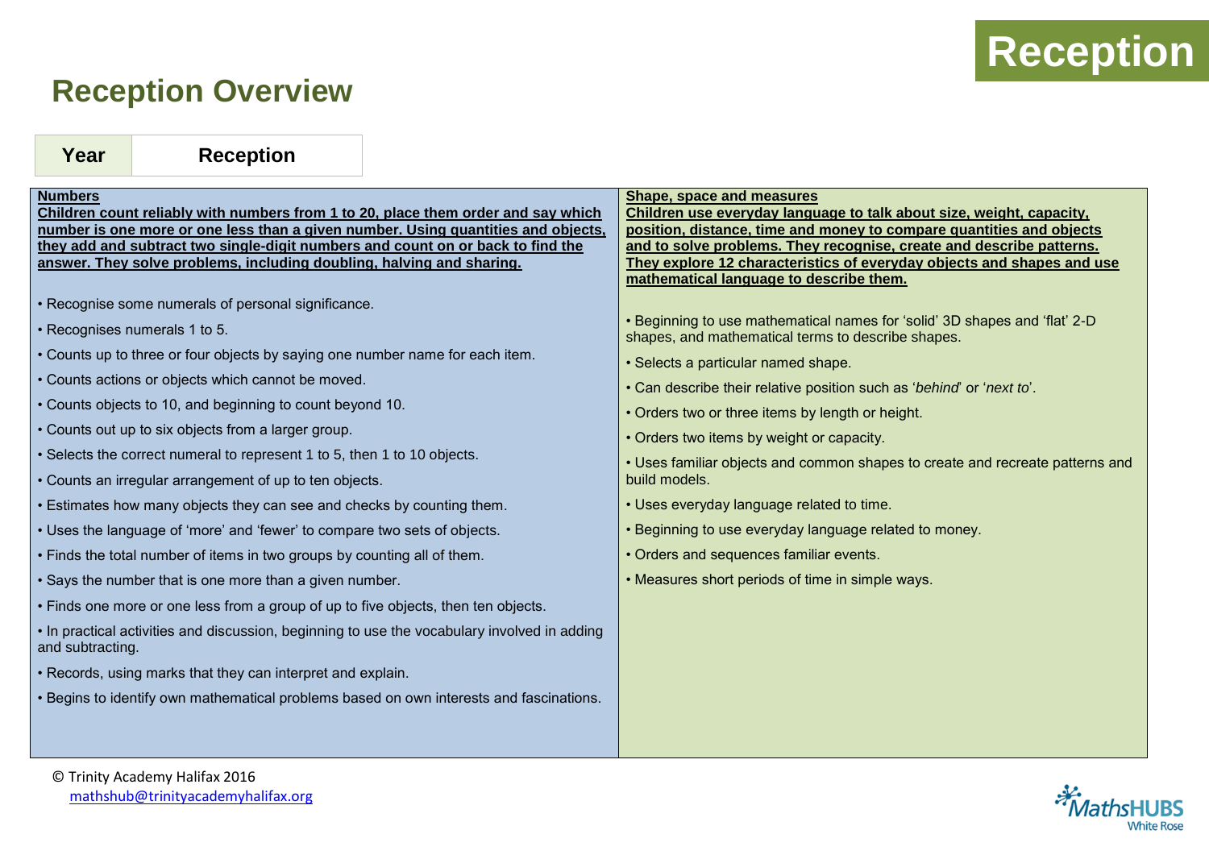# Reception

## Reception Overview

| Year | Reception |
|---|---|

| | |
|---|---|
| **Numbers**<br>**Children count reliably with numbers from 1 to 20, place them order and say which number is one more or one less than a given number. Using quantities and objects, they add and subtract two single-digit numbers and count on or back to find the answer. They solve problems, including doubling, halving and sharing.**<br><br>• Recognise some numerals of personal significance.<br>• Recognises numerals 1 to 5.<br>• Counts up to three or four objects by saying one number name for each item.<br>• Counts actions or objects which cannot be moved.<br>• Counts objects to 10, and beginning to count beyond 10.<br>• Counts out up to six objects from a larger group.<br>• Selects the correct numeral to represent 1 to 5, then 1 to 10 objects.<br>• Counts an irregular arrangement of up to ten objects.<br>• Estimates how many objects they can see and checks by counting them.<br>• Uses the language of 'more' and 'fewer' to compare two sets of objects.<br>• Finds the total number of items in two groups by counting all of them.<br>• Says the number that is one more than a given number.<br>• Finds one more or one less from a group of up to five objects, then ten objects.<br>• In practical activities and discussion, beginning to use the vocabulary involved in adding and subtracting.<br>• Records, using marks that they can interpret and explain.<br>• Begins to identify own mathematical problems based on own interests and fascinations. | **Shape, space and measures**<br>**Children use everyday language to talk about size, weight, capacity, position, distance, time and money to compare quantities and objects and to solve problems. They recognise, create and describe patterns. They explore 12 characteristics of everyday objects and shapes and use mathematical language to describe them.**<br><br>• Beginning to use mathematical names for 'solid' 3D shapes and 'flat' 2-D shapes, and mathematical terms to describe shapes.<br>• Selects a particular named shape.<br>• Can describe their relative position such as '*behind*' or '*next to*'.<br>• Orders two or three items by length or height.<br>• Orders two items by weight or capacity.<br>• Uses familiar objects and common shapes to create and recreate patterns and build models.<br>• Uses everyday language related to time.<br>• Beginning to use everyday language related to money.<br>• Orders and sequences familiar events.<br>• Measures short periods of time in simple ways. |

© Trinity Academy Halifax 2016
mathshub@trinityacademyhalifax.org

MathsHUBS White Rose